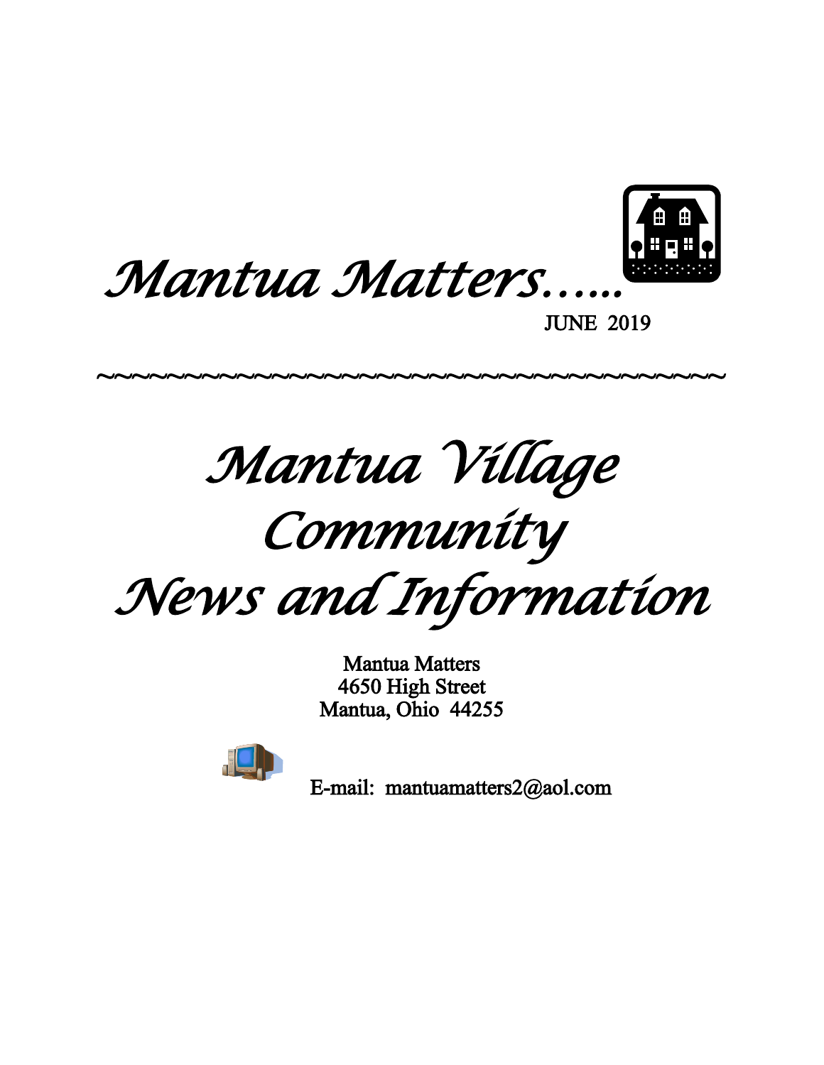# Mantua Matters…..

JUNE 2019

~~~~~~~~~~~~~~~~~~~~~~~~~~~~~~~~~~~~~~~~

# Mantua Village Community News and Information

Mantua Matters
4650 High Street
Mantua, Ohio 44255

E-mail: mantuamatters2@aol.com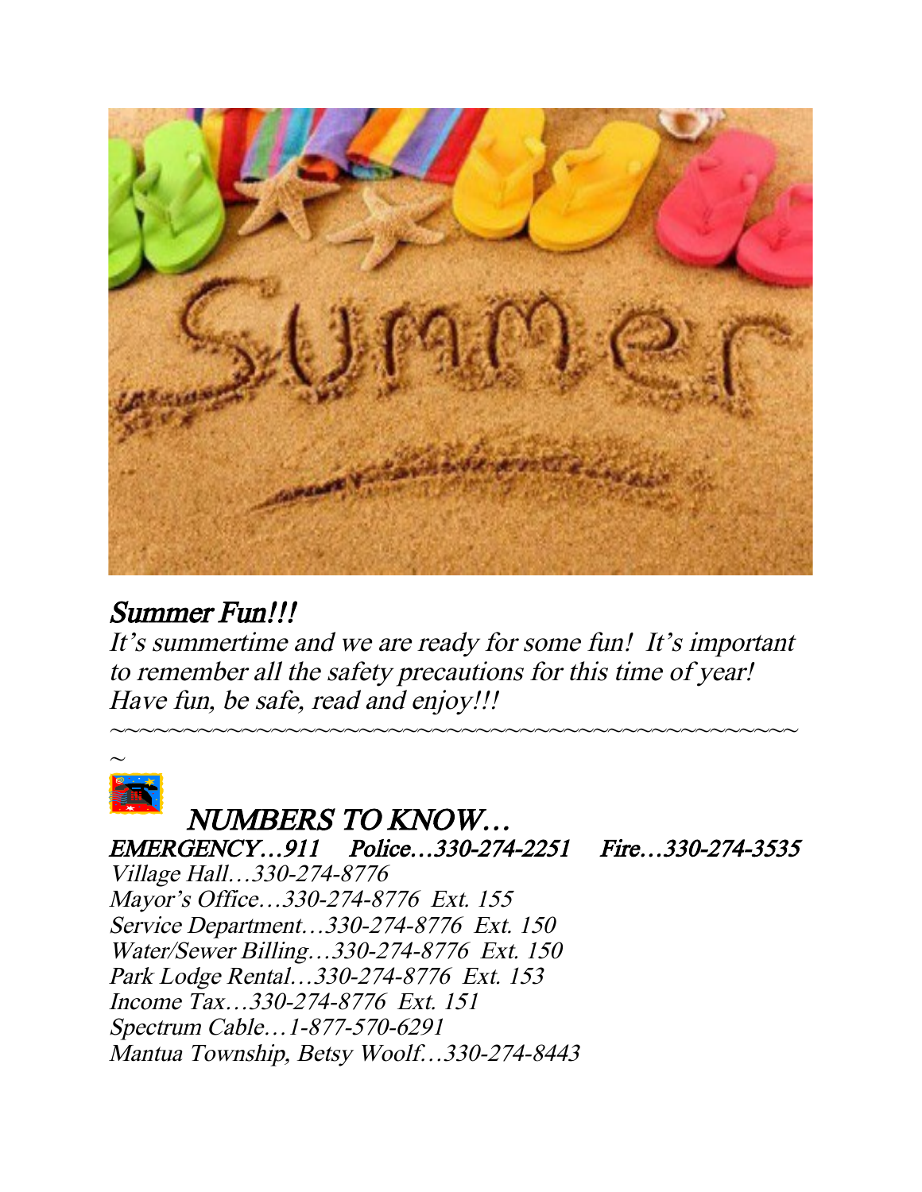## *Summer Fun!!!*

*It's summertime and we are ready for some fun! It's important to remember all the safety precautions for this time of year! Have fun, be safe, read and enjoy!!!*

~~~~~~~~~~~~~~~~~~~~~~~~~~~~~~~~~~~~~~~~~~~~~~~~~~~~~~~~~~

## *NUMBERS TO KNOW…*

*EMERGENCY…911 Police…330-274-2251 Fire…330-274-3535*

*Village Hall…330-274-8776*
*Mayor's Office…330-274-8776 Ext. 155*
*Service Department…330-274-8776 Ext. 150*
*Water/Sewer Billing…330-274-8776 Ext. 150*
*Park Lodge Rental…330-274-8776 Ext. 153*
*Income Tax…330-274-8776 Ext. 151*
*Spectrum Cable…1-877-570-6291*
*Mantua Township, Betsy Woolf…330-274-8443*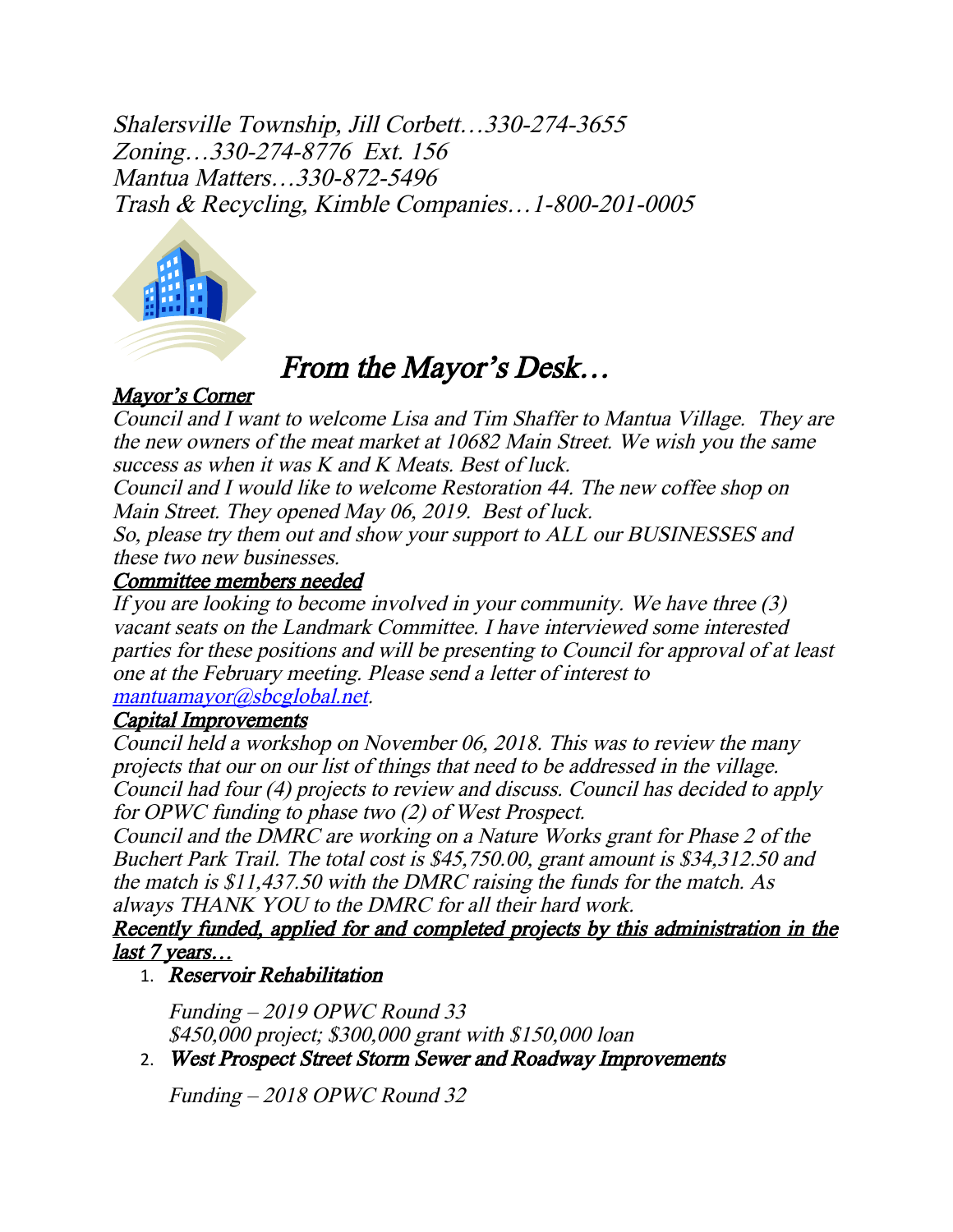*Shalersville Township, Jill Corbett…330-274-3655*
*Zoning…330-274-8776 Ext. 156*
*Mantua Matters…330-872-5496*
*Trash & Recycling, Kimble Companies…1-800-201-0005*

# *From the Mayor's Desk…*

***Mayor's Corner***

*Council and I want to welcome Lisa and Tim Shaffer to Mantua Village. They are the new owners of the meat market at 10682 Main Street. We wish you the same success as when it was K and K Meats. Best of luck.*

*Council and I would like to welcome Restoration 44. The new coffee shop on Main Street. They opened May 06, 2019. Best of luck.*

*So, please try them out and show your support to ALL our BUSINESSES and these two new businesses.*

***Committee members needed***

*If you are looking to become involved in your community. We have three (3) vacant seats on the Landmark Committee. I have interviewed some interested parties for these positions and will be presenting to Council for approval of at least one at the February meeting. Please send a letter of interest to mantuamayor@sbcglobal.net.*

***Capital Improvements***

*Council held a workshop on November 06, 2018. This was to review the many projects that our on our list of things that need to be addressed in the village. Council had four (4) projects to review and discuss. Council has decided to apply for OPWC funding to phase two (2) of West Prospect.*

*Council and the DMRC are working on a Nature Works grant for Phase 2 of the Buchert Park Trail. The total cost is $45,750.00, grant amount is $34,312.50 and the match is $11,437.50 with the DMRC raising the funds for the match. As always THANK YOU to the DMRC for all their hard work.*

***Recently funded, applied for and completed projects by this administration in the last 7 years…***

1. ***Reservoir Rehabilitation***

   *Funding – 2019 OPWC Round 33*
   *$450,000 project; $300,000 grant with $150,000 loan*

2. ***West Prospect Street Storm Sewer and Roadway Improvements***

   *Funding – 2018 OPWC Round 32*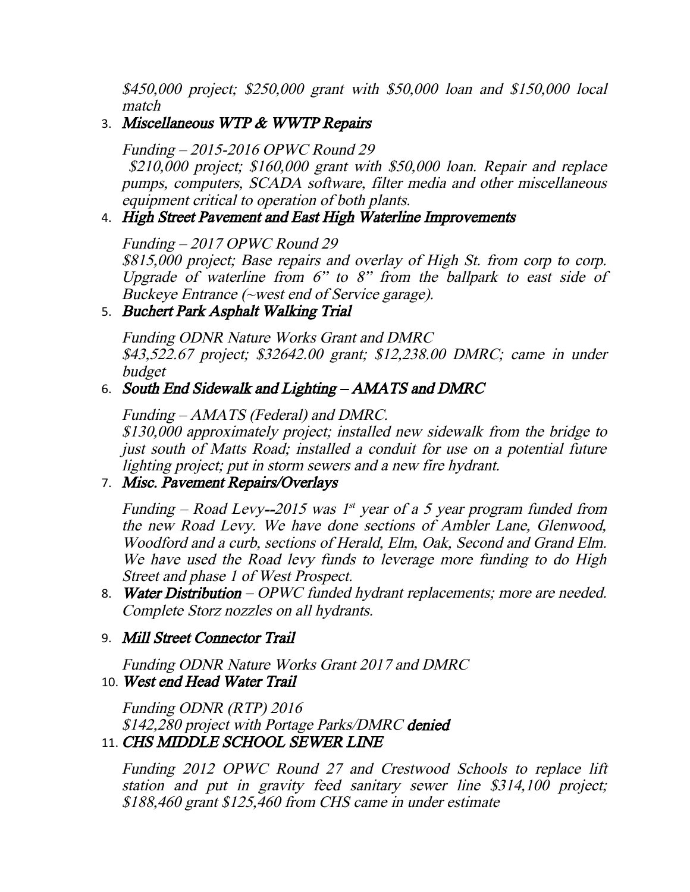*$450,000 project; $250,000 grant with $50,000 loan and $150,000 local match*

3. ***Miscellaneous WTP & WWTP Repairs***

   *Funding – 2015-2016 OPWC Round 29*
   *$210,000 project; $160,000 grant with $50,000 loan. Repair and replace pumps, computers, SCADA software, filter media and other miscellaneous equipment critical to operation of both plants.*

4. ***High Street Pavement and East High Waterline Improvements***

   *Funding – 2017 OPWC Round 29*
   *$815,000 project; Base repairs and overlay of High St. from corp to corp. Upgrade of waterline from 6" to 8" from the ballpark to east side of Buckeye Entrance (~west end of Service garage).*

5. ***Buchert Park Asphalt Walking Trial***

   *Funding ODNR Nature Works Grant and DMRC*
   *$43,522.67 project; $32642.00 grant; $12,238.00 DMRC; came in under budget*

6. ***South End Sidewalk and Lighting – AMATS and DMRC***

   *Funding – AMATS (Federal) and DMRC.*
   *$130,000 approximately project; installed new sidewalk from the bridge to just south of Matts Road; installed a conduit for use on a potential future lighting project; put in storm sewers and a new fire hydrant.*

7. ***Misc. Pavement Repairs/Overlays***

   *Funding – Road Levy--2015 was 1st year of a 5 year program funded from the new Road Levy. We have done sections of Ambler Lane, Glenwood, Woodford and a curb, sections of Herald, Elm, Oak, Second and Grand Elm. We have used the Road levy funds to leverage more funding to do High Street and phase 1 of West Prospect.*

8. ***Water Distribution*** *– OPWC funded hydrant replacements; more are needed. Complete Storz nozzles on all hydrants.*

9. ***Mill Street Connector Trail***

   *Funding ODNR Nature Works Grant 2017 and DMRC*

10. ***West end Head Water Trail***

    *Funding ODNR (RTP) 2016*
    *$142,280 project with Portage Parks/DMRC* ***denied***

11. ***CHS MIDDLE SCHOOL SEWER LINE***

    *Funding 2012 OPWC Round 27 and Crestwood Schools to replace lift station and put in gravity feed sanitary sewer line $314,100 project; $188,460 grant $125,460 from CHS came in under estimate*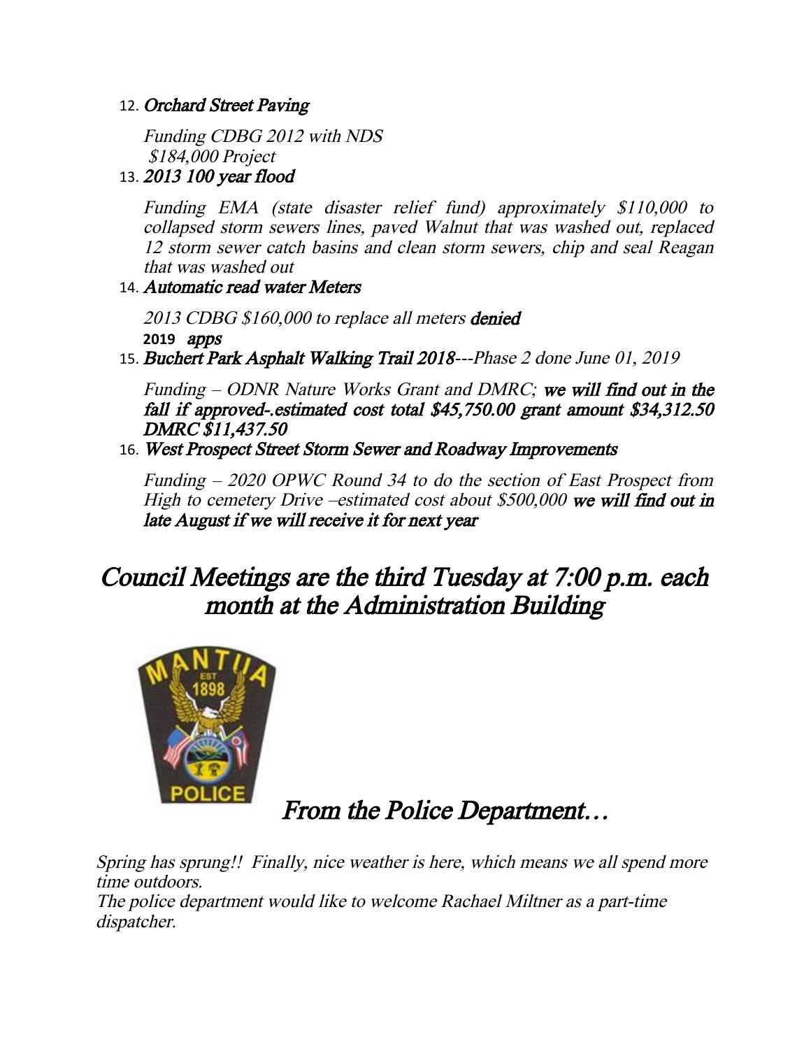12. ***Orchard Street Paving***

    *Funding CDBG 2012 with NDS*
    *$184,000 Project*

13. ***2013 100 year flood***

    *Funding EMA (state disaster relief fund) approximately $110,000 to collapsed storm sewers lines, paved Walnut that was washed out, replaced 12 storm sewer catch basins and clean storm sewers, chip and seal Reagan that was washed out*

14. ***Automatic read water Meters***

    *2013 CDBG $160,000 to replace all meters* ***denied***
    **2019** ***apps***

15. ***Buchert Park Asphalt Walking Trail 2018****---Phase 2 done June 01, 2019*

    *Funding – ODNR Nature Works Grant and DMRC;* ***we will find out in the fall if approved-.estimated cost total $45,750.00 grant amount $34,312.50 DMRC $11,437.50***

16. ***West Prospect Street Storm Sewer and Roadway Improvements***

    *Funding – 2020 OPWC Round 34 to do the section of East Prospect from High to cemetery Drive –estimated cost about $500,000* ***we will find out in late August if we will receive it for next year***

## *Council Meetings are the third Tuesday at 7:00 p.m. each month at the Administration Building*

## *From the Police Department…*

*Spring has sprung!! Finally, nice weather is here, which means we all spend more time outdoors.*

*The police department would like to welcome Rachael Miltner as a part-time dispatcher.*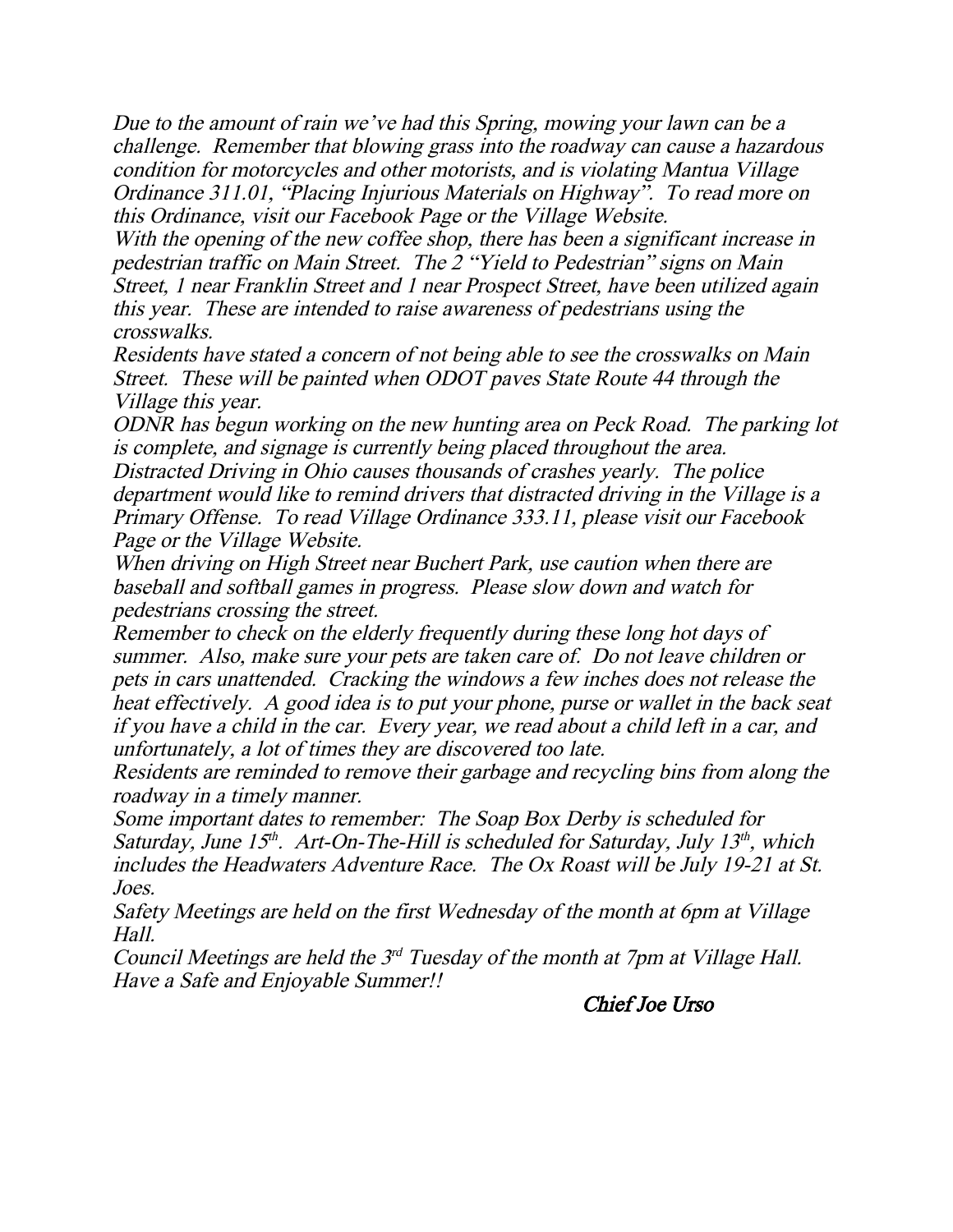*Due to the amount of rain we've had this Spring, mowing your lawn can be a challenge. Remember that blowing grass into the roadway can cause a hazardous condition for motorcycles and other motorists, and is violating Mantua Village Ordinance 311.01, "Placing Injurious Materials on Highway". To read more on this Ordinance, visit our Facebook Page or the Village Website.*

*With the opening of the new coffee shop, there has been a significant increase in pedestrian traffic on Main Street. The 2 "Yield to Pedestrian" signs on Main Street, 1 near Franklin Street and 1 near Prospect Street, have been utilized again this year. These are intended to raise awareness of pedestrians using the crosswalks.*

*Residents have stated a concern of not being able to see the crosswalks on Main Street. These will be painted when ODOT paves State Route 44 through the Village this year.*

*ODNR has begun working on the new hunting area on Peck Road. The parking lot is complete, and signage is currently being placed throughout the area.*

*Distracted Driving in Ohio causes thousands of crashes yearly. The police department would like to remind drivers that distracted driving in the Village is a Primary Offense. To read Village Ordinance 333.11, please visit our Facebook Page or the Village Website.*

*When driving on High Street near Buchert Park, use caution when there are baseball and softball games in progress. Please slow down and watch for pedestrians crossing the street.*

*Remember to check on the elderly frequently during these long hot days of summer. Also, make sure your pets are taken care of. Do not leave children or pets in cars unattended. Cracking the windows a few inches does not release the heat effectively. A good idea is to put your phone, purse or wallet in the back seat if you have a child in the car. Every year, we read about a child left in a car, and unfortunately, a lot of times they are discovered too late.*

*Residents are reminded to remove their garbage and recycling bins from along the roadway in a timely manner.*

*Some important dates to remember: The Soap Box Derby is scheduled for Saturday, June 15th. Art-On-The-Hill is scheduled for Saturday, July 13th, which includes the Headwaters Adventure Race. The Ox Roast will be July 19-21 at St. Joes.*

*Safety Meetings are held on the first Wednesday of the month at 6pm at Village Hall.*

*Council Meetings are held the 3rd Tuesday of the month at 7pm at Village Hall.*

*Have a Safe and Enjoyable Summer!!*

*Chief Joe Urso*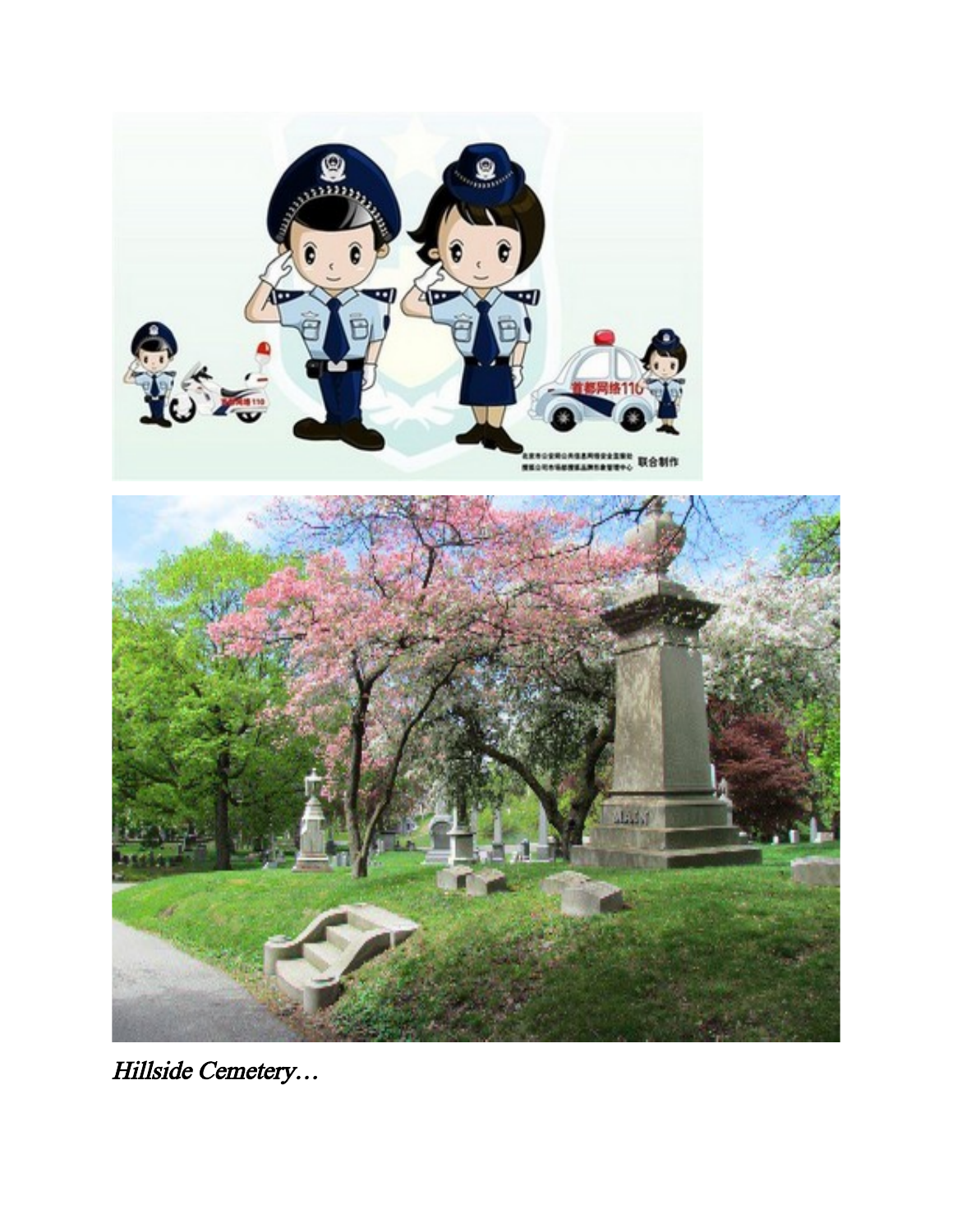*Hillside Cemetery…*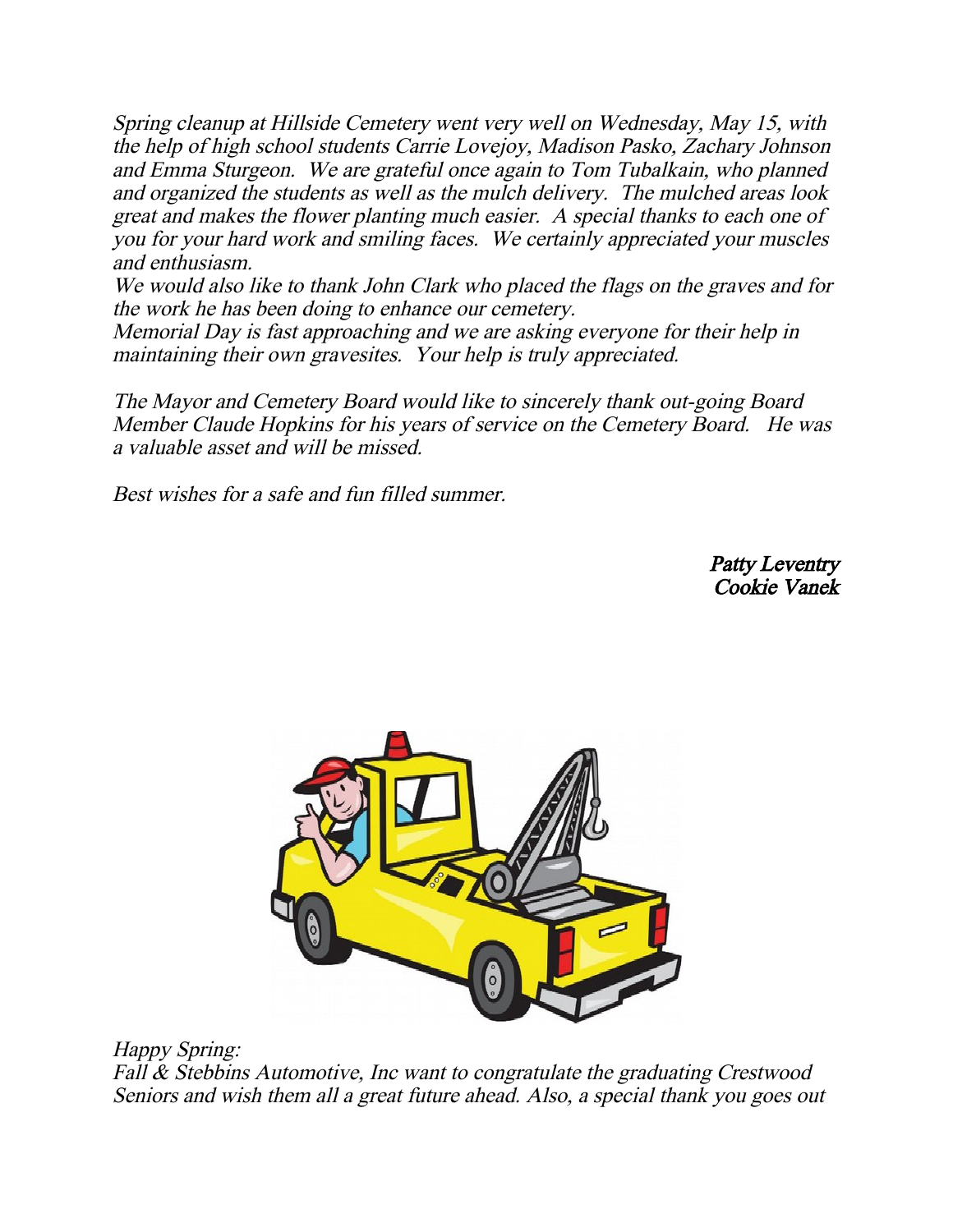*Spring cleanup at Hillside Cemetery went very well on Wednesday, May 15, with the help of high school students Carrie Lovejoy, Madison Pasko, Zachary Johnson and Emma Sturgeon. We are grateful once again to Tom Tubalkain, who planned and organized the students as well as the mulch delivery. The mulched areas look great and makes the flower planting much easier. A special thanks to each one of you for your hard work and smiling faces. We certainly appreciated your muscles and enthusiasm.*
*We would also like to thank John Clark who placed the flags on the graves and for the work he has been doing to enhance our cemetery.*
*Memorial Day is fast approaching and we are asking everyone for their help in maintaining their own gravesites. Your help is truly appreciated.*

*The Mayor and Cemetery Board would like to sincerely thank out-going Board Member Claude Hopkins for his years of service on the Cemetery Board. He was a valuable asset and will be missed.*

*Best wishes for a safe and fun filled summer.*

*Patty Leventry*
*Cookie Vanek*

*Happy Spring:*
*Fall & Stebbins Automotive, Inc want to congratulate the graduating Crestwood Seniors and wish them all a great future ahead. Also, a special thank you goes out*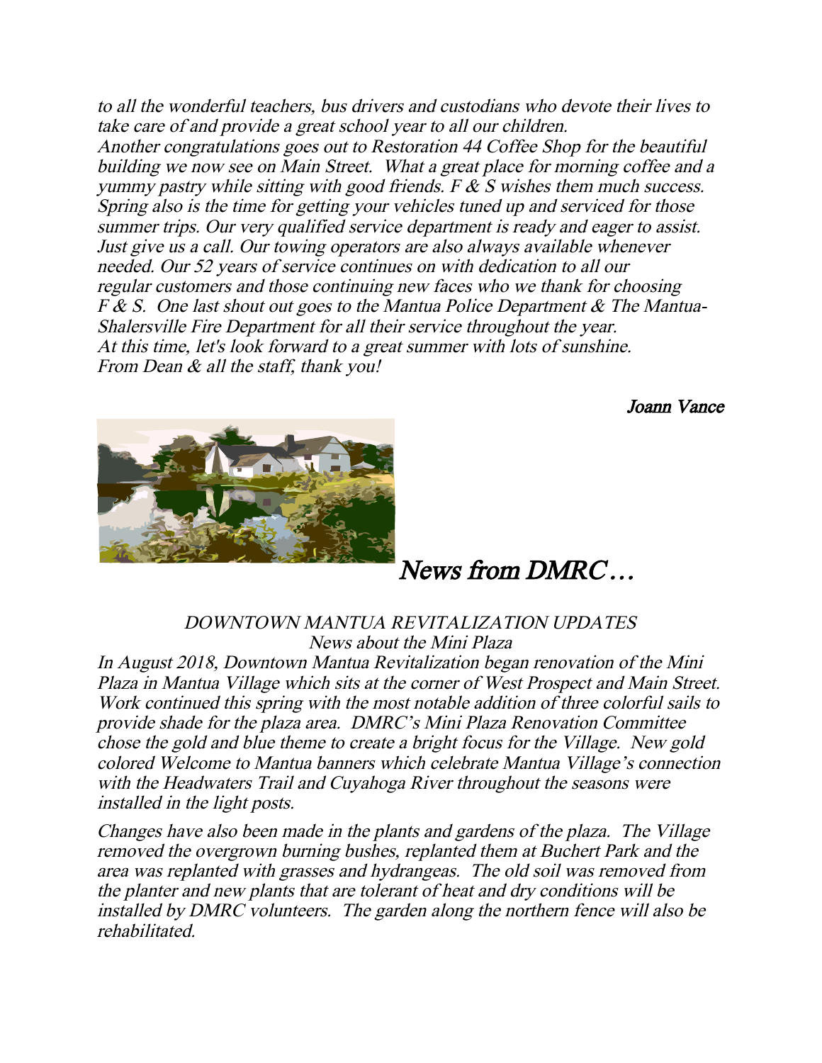*to all the wonderful teachers, bus drivers and custodians who devote their lives to take care of and provide a great school year to all our children.*
*Another congratulations goes out to Restoration 44 Coffee Shop for the beautiful building we now see on Main Street. What a great place for morning coffee and a yummy pastry while sitting with good friends. F & S wishes them much success.*
*Spring also is the time for getting your vehicles tuned up and serviced for those summer trips. Our very qualified service department is ready and eager to assist. Just give us a call. Our towing operators are also always available whenever needed. Our 52 years of service continues on with dedication to all our regular customers and those continuing new faces who we thank for choosing F & S. One last shout out goes to the Mantua Police Department & The Mantua-Shalersville Fire Department for all their service throughout the year.*
*At this time, let's look forward to a great summer with lots of sunshine.*
*From Dean & all the staff, thank you!*

*Joann Vance*

# *News from DMRC…*

*DOWNTOWN MANTUA REVITALIZATION UPDATES*
*News about the Mini Plaza*

*In August 2018, Downtown Mantua Revitalization began renovation of the Mini Plaza in Mantua Village which sits at the corner of West Prospect and Main Street. Work continued this spring with the most notable addition of three colorful sails to provide shade for the plaza area. DMRC's Mini Plaza Renovation Committee chose the gold and blue theme to create a bright focus for the Village. New gold colored Welcome to Mantua banners which celebrate Mantua Village's connection with the Headwaters Trail and Cuyahoga River throughout the seasons were installed in the light posts.*

*Changes have also been made in the plants and gardens of the plaza. The Village removed the overgrown burning bushes, replanted them at Buchert Park and the area was replanted with grasses and hydrangeas. The old soil was removed from the planter and new plants that are tolerant of heat and dry conditions will be installed by DMRC volunteers. The garden along the northern fence will also be rehabilitated.*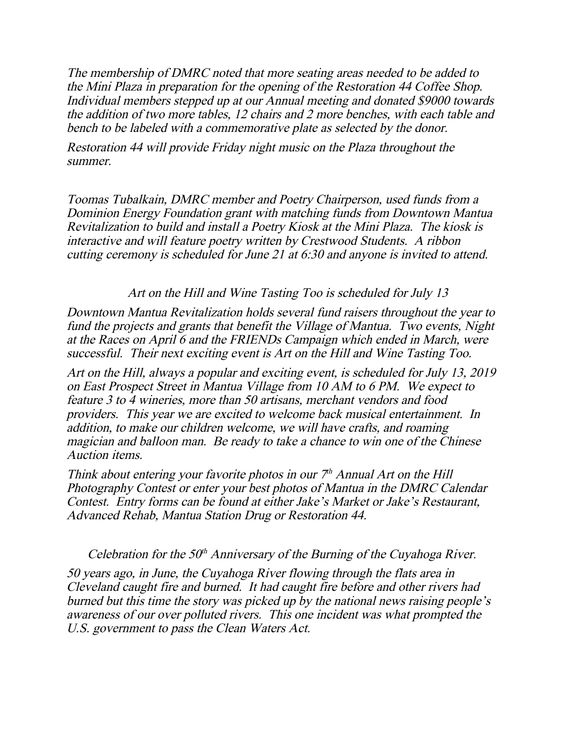*The membership of DMRC noted that more seating areas needed to be added to the Mini Plaza in preparation for the opening of the Restoration 44 Coffee Shop. Individual members stepped up at our Annual meeting and donated $9000 towards the addition of two more tables, 12 chairs and 2 more benches, with each table and bench to be labeled with a commemorative plate as selected by the donor.*

*Restoration 44 will provide Friday night music on the Plaza throughout the summer.*

*Toomas Tubalkain, DMRC member and Poetry Chairperson, used funds from a Dominion Energy Foundation grant with matching funds from Downtown Mantua Revitalization to build and install a Poetry Kiosk at the Mini Plaza. The kiosk is interactive and will feature poetry written by Crestwood Students. A ribbon cutting ceremony is scheduled for June 21 at 6:30 and anyone is invited to attend.*

## *Art on the Hill and Wine Tasting Too is scheduled for July 13*

*Downtown Mantua Revitalization holds several fund raisers throughout the year to fund the projects and grants that benefit the Village of Mantua. Two events, Night at the Races on April 6 and the FRIENDs Campaign which ended in March, were successful. Their next exciting event is Art on the Hill and Wine Tasting Too.*

*Art on the Hill, always a popular and exciting event, is scheduled for July 13, 2019 on East Prospect Street in Mantua Village from 10 AM to 6 PM. We expect to feature 3 to 4 wineries, more than 50 artisans, merchant vendors and food providers. This year we are excited to welcome back musical entertainment. In addition, to make our children welcome, we will have crafts, and roaming magician and balloon man. Be ready to take a chance to win one of the Chinese Auction items.*

*Think about entering your favorite photos in our 7th Annual Art on the Hill Photography Contest or enter your best photos of Mantua in the DMRC Calendar Contest. Entry forms can be found at either Jake's Market or Jake's Restaurant, Advanced Rehab, Mantua Station Drug or Restoration 44.*

## *Celebration for the 50th Anniversary of the Burning of the Cuyahoga River.*

*50 years ago, in June, the Cuyahoga River flowing through the flats area in Cleveland caught fire and burned. It had caught fire before and other rivers had burned but this time the story was picked up by the national news raising people's awareness of our over polluted rivers. This one incident was what prompted the U.S. government to pass the Clean Waters Act.*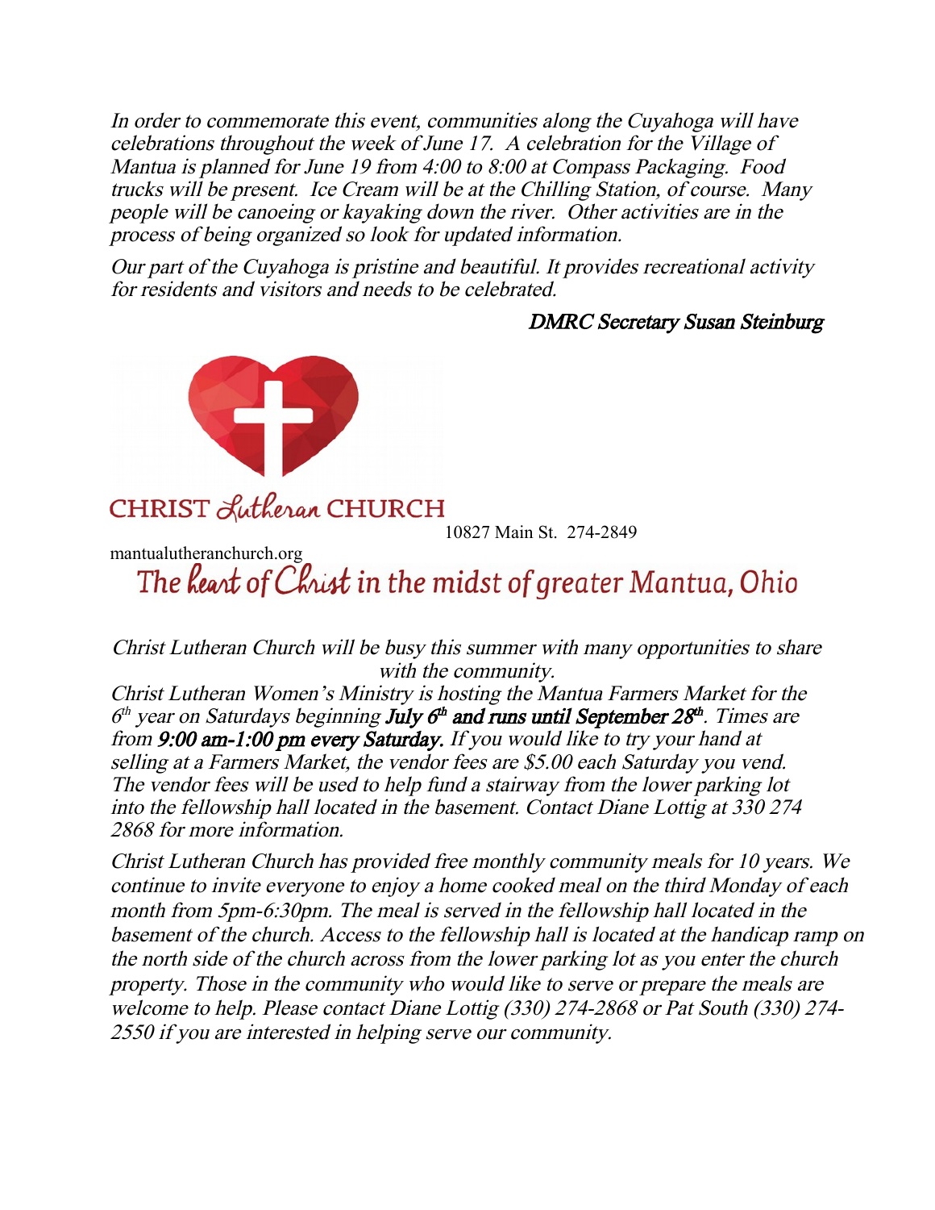*In order to commemorate this event, communities along the Cuyahoga will have celebrations throughout the week of June 17. A celebration for the Village of Mantua is planned for June 19 from 4:00 to 8:00 at Compass Packaging. Food trucks will be present. Ice Cream will be at the Chilling Station, of course. Many people will be canoeing or kayaking down the river. Other activities are in the process of being organized so look for updated information.*

*Our part of the Cuyahoga is pristine and beautiful. It provides recreational activity for residents and visitors and needs to be celebrated.*

***DMRC Secretary Susan Steinburg***

CHRIST *Lutheran* CHURCH

10827 Main St. 274-2849

mantualutheranchurch.org

The *heart* of *Christ* in the midst of greater Mantua, Ohio

*Christ Lutheran Church will be busy this summer with many opportunities to share with the community.*

*Christ Lutheran Women's Ministry is hosting the Mantua Farmers Market for the 6th year on Saturdays beginning* ***July 6th and runs until September 28th****. Times are from* ***9:00 am-1:00 pm every Saturday.*** *If you would like to try your hand at selling at a Farmers Market, the vendor fees are $5.00 each Saturday you vend. The vendor fees will be used to help fund a stairway from the lower parking lot into the fellowship hall located in the basement. Contact Diane Lottig at 330 274 2868 for more information.*

*Christ Lutheran Church has provided free monthly community meals for 10 years. We continue to invite everyone to enjoy a home cooked meal on the third Monday of each month from 5pm-6:30pm. The meal is served in the fellowship hall located in the basement of the church. Access to the fellowship hall is located at the handicap ramp on the north side of the church across from the lower parking lot as you enter the church property. Those in the community who would like to serve or prepare the meals are welcome to help. Please contact Diane Lottig (330) 274-2868 or Pat South (330) 274-2550 if you are interested in helping serve our community.*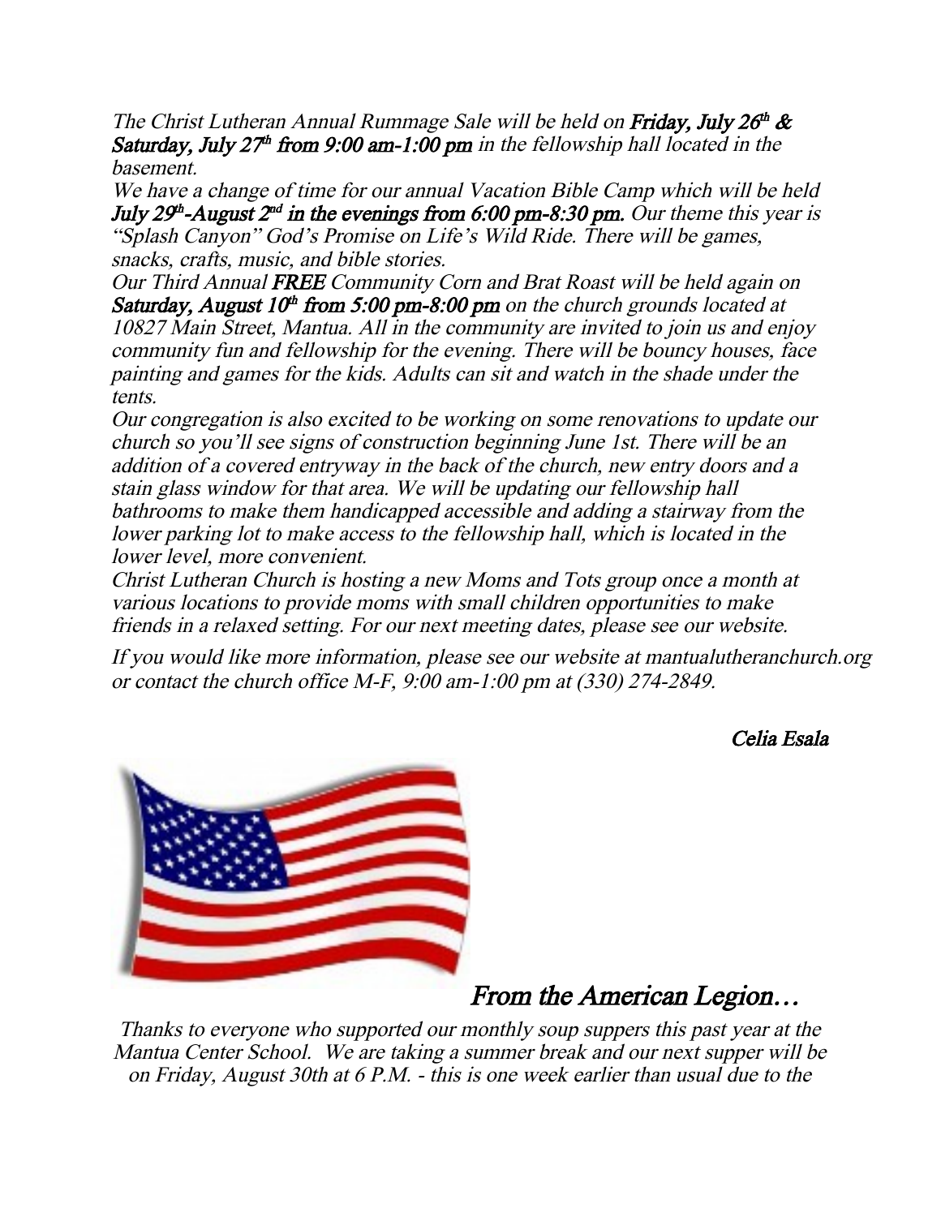*The Christ Lutheran Annual Rummage Sale will be held on* ***Friday, July 26th & Saturday, July 27th from 9:00 am-1:00 pm*** *in the fellowship hall located in the basement.*

*We have a change of time for our annual Vacation Bible Camp which will be held* ***July 29th-August 2nd in the evenings from 6:00 pm-8:30 pm.*** *Our theme this year is "Splash Canyon" God's Promise on Life's Wild Ride. There will be games, snacks, crafts, music, and bible stories.*

*Our Third Annual* ***FREE*** *Community Corn and Brat Roast will be held again on* ***Saturday, August 10th from 5:00 pm-8:00 pm*** *on the church grounds located at 10827 Main Street, Mantua. All in the community are invited to join us and enjoy community fun and fellowship for the evening. There will be bouncy houses, face painting and games for the kids. Adults can sit and watch in the shade under the tents.*

*Our congregation is also excited to be working on some renovations to update our church so you'll see signs of construction beginning June 1st. There will be an addition of a covered entryway in the back of the church, new entry doors and a stain glass window for that area. We will be updating our fellowship hall bathrooms to make them handicapped accessible and adding a stairway from the lower parking lot to make access to the fellowship hall, which is located in the lower level, more convenient.*

*Christ Lutheran Church is hosting a new Moms and Tots group once a month at various locations to provide moms with small children opportunities to make friends in a relaxed setting. For our next meeting dates, please see our website.*

*If you would like more information, please see our website at mantualutheranchurch.org or contact the church office M-F, 9:00 am-1:00 pm at (330) 274-2849.*

*Celia Esala*

## *From the American Legion…*

*Thanks to everyone who supported our monthly soup suppers this past year at the Mantua Center School. We are taking a summer break and our next supper will be on Friday, August 30th at 6 P.M. - this is one week earlier than usual due to the*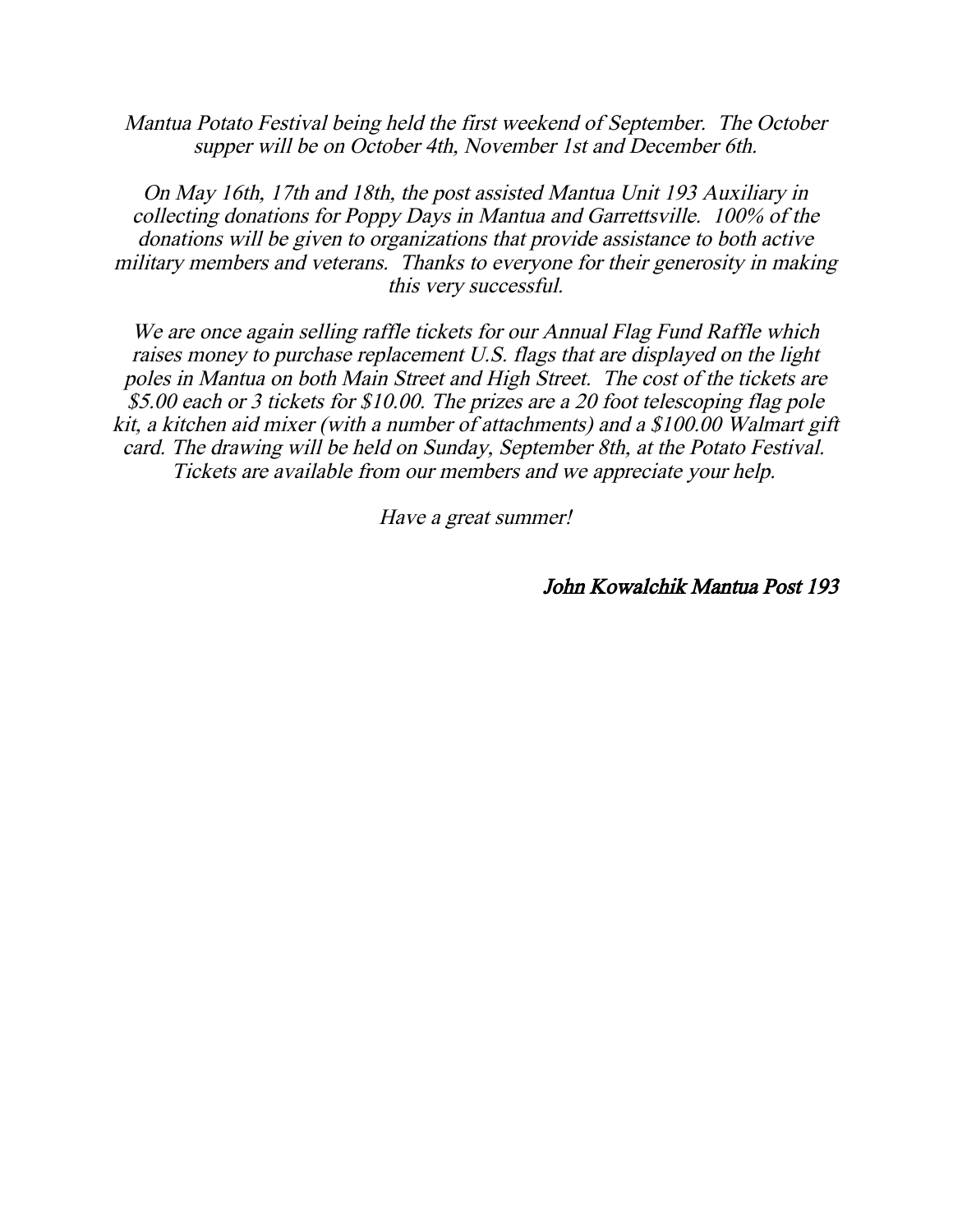*Mantua Potato Festival being held the first weekend of September. The October supper will be on October 4th, November 1st and December 6th.*

*On May 16th, 17th and 18th, the post assisted Mantua Unit 193 Auxiliary in collecting donations for Poppy Days in Mantua and Garrettsville. 100% of the donations will be given to organizations that provide assistance to both active military members and veterans. Thanks to everyone for their generosity in making this very successful.*

*We are once again selling raffle tickets for our Annual Flag Fund Raffle which raises money to purchase replacement U.S. flags that are displayed on the light poles in Mantua on both Main Street and High Street. The cost of the tickets are $5.00 each or 3 tickets for $10.00. The prizes are a 20 foot telescoping flag pole kit, a kitchen aid mixer (with a number of attachments) and a $100.00 Walmart gift card. The drawing will be held on Sunday, September 8th, at the Potato Festival. Tickets are available from our members and we appreciate your help.*

*Have a great summer!*

*John Kowalchik Mantua Post 193*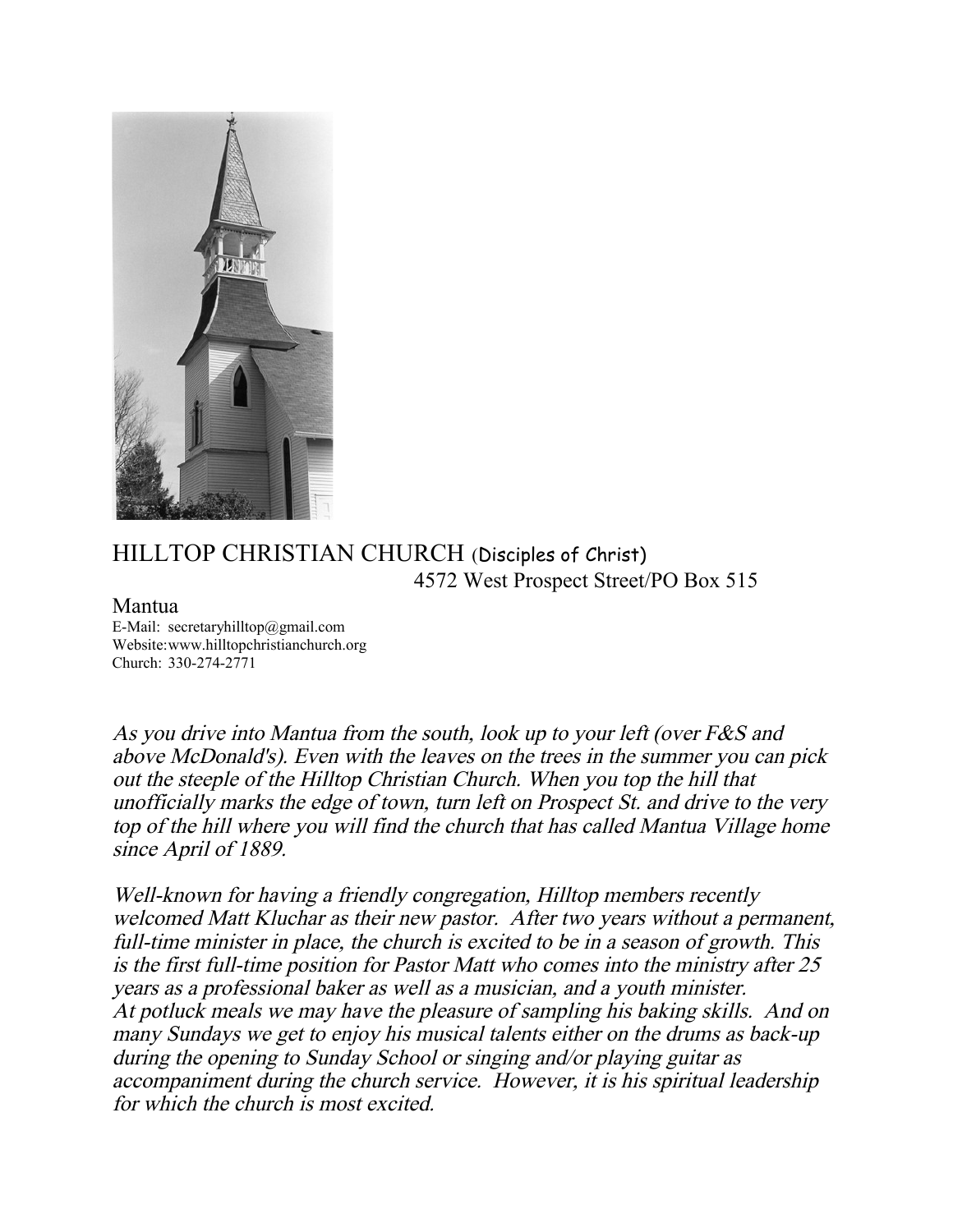# HILLTOP CHRISTIAN CHURCH (Disciples of Christ)

4572 West Prospect Street/PO Box 515

Mantua

E-Mail: secretaryhilltop@gmail.com
Website:www.hilltopchristianchurch.org
Church: 330-274-2771

*As you drive into Mantua from the south, look up to your left (over F&S and above McDonald's). Even with the leaves on the trees in the summer you can pick out the steeple of the Hilltop Christian Church. When you top the hill that unofficially marks the edge of town, turn left on Prospect St. and drive to the very top of the hill where you will find the church that has called Mantua Village home since April of 1889.*

*Well-known for having a friendly congregation, Hilltop members recently welcomed Matt Kluchar as their new pastor. After two years without a permanent, full-time minister in place, the church is excited to be in a season of growth. This is the first full-time position for Pastor Matt who comes into the ministry after 25 years as a professional baker as well as a musician, and a youth minister. At potluck meals we may have the pleasure of sampling his baking skills. And on many Sundays we get to enjoy his musical talents either on the drums as back-up during the opening to Sunday School or singing and/or playing guitar as accompaniment during the church service. However, it is his spiritual leadership for which the church is most excited.*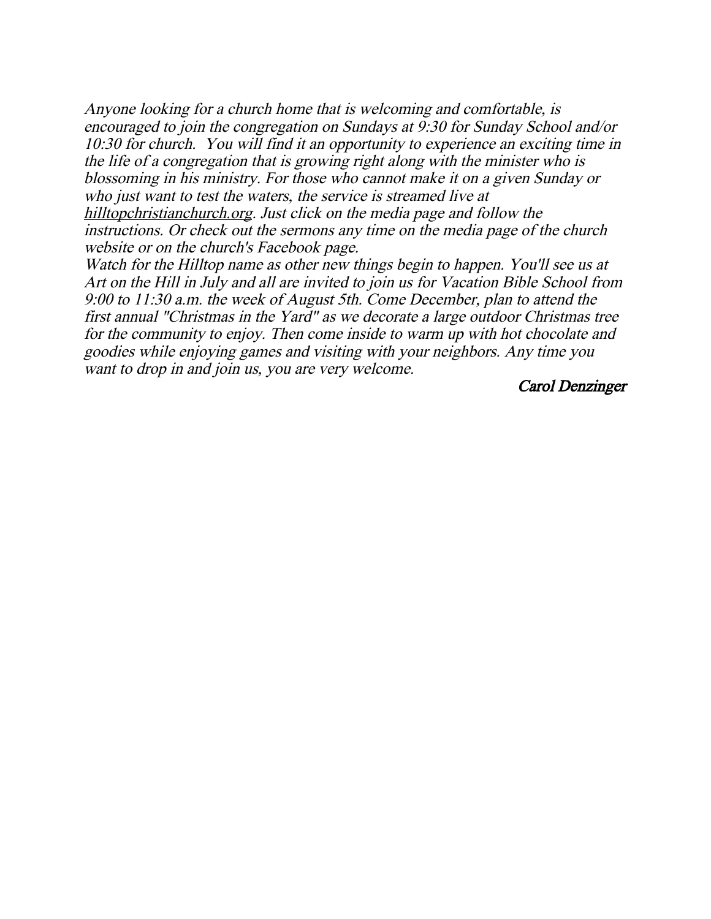*Anyone looking for a church home that is welcoming and comfortable, is encouraged to join the congregation on Sundays at 9:30 for Sunday School and/or 10:30 for church.  You will find it an opportunity to experience an exciting time in the life of a congregation that is growing right along with the minister who is blossoming in his ministry. For those who cannot make it on a given Sunday or who just want to test the waters, the service is streamed live at hilltopchristianchurch.org. Just click on the media page and follow the instructions. Or check out the sermons any time on the media page of the church website or on the church's Facebook page.*

*Watch for the Hilltop name as other new things begin to happen. You'll see us at Art on the Hill in July and all are invited to join us for Vacation Bible School from 9:00 to 11:30 a.m. the week of August 5th. Come December, plan to attend the first annual "Christmas in the Yard" as we decorate a large outdoor Christmas tree for the community to enjoy. Then come inside to warm up with hot chocolate and goodies while enjoying games and visiting with your neighbors. Any time you want to drop in and join us, you are very welcome.*

*Carol Denzinger*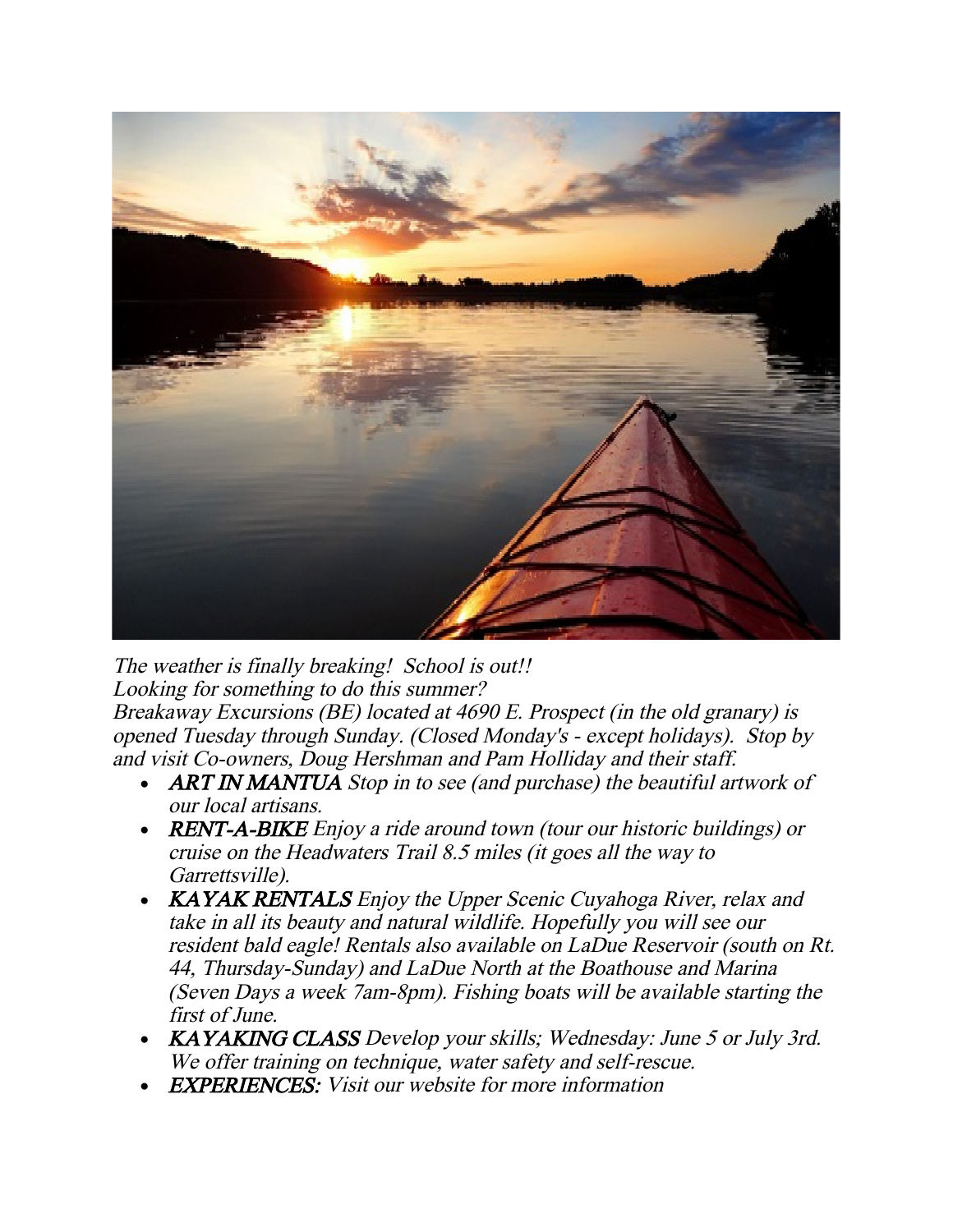*The weather is finally breaking! School is out!!*
*Looking for something to do this summer?*
*Breakaway Excursions (BE) located at 4690 E. Prospect (in the old granary) is opened Tuesday through Sunday. (Closed Monday's - except holidays). Stop by and visit Co-owners, Doug Hershman and Pam Holliday and their staff.*

- ***ART IN MANTUA*** *Stop in to see (and purchase) the beautiful artwork of our local artisans.*
- ***RENT-A-BIKE*** *Enjoy a ride around town (tour our historic buildings) or cruise on the Headwaters Trail 8.5 miles (it goes all the way to Garrettsville).*
- ***KAYAK RENTALS*** *Enjoy the Upper Scenic Cuyahoga River, relax and take in all its beauty and natural wildlife. Hopefully you will see our resident bald eagle! Rentals also available on LaDue Reservoir (south on Rt. 44, Thursday-Sunday) and LaDue North at the Boathouse and Marina (Seven Days a week 7am-8pm). Fishing boats will be available starting the first of June.*
- ***KAYAKING CLASS*** *Develop your skills; Wednesday: June 5 or July 3rd. We offer training on technique, water safety and self-rescue.*
- ***EXPERIENCES:*** *Visit our website for more information*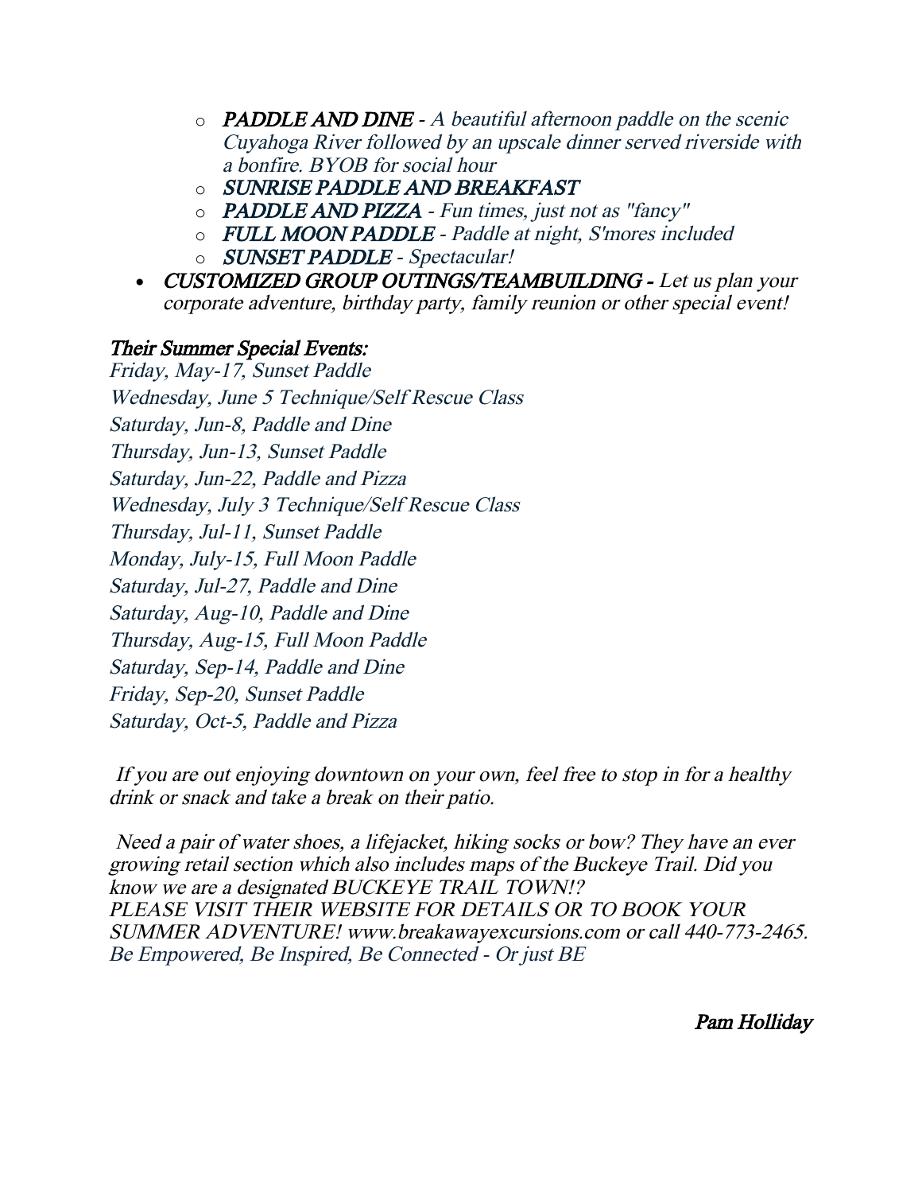- ***PADDLE AND DINE*** - *A beautiful afternoon paddle on the scenic Cuyahoga River followed by an upscale dinner served riverside with a bonfire. BYOB for social hour*
  - ***SUNRISE PADDLE AND BREAKFAST***
  - ***PADDLE AND PIZZA*** - *Fun times, just not as "fancy"*
  - ***FULL MOON PADDLE*** - *Paddle at night, S'mores included*
  - ***SUNSET PADDLE*** - *Spectacular!*
- ***CUSTOMIZED GROUP OUTINGS/TEAMBUILDING -*** *Let us plan your corporate adventure, birthday party, family reunion or other special event!*

***Their Summer Special Events:***

*Friday, May-17, Sunset Paddle*
*Wednesday, June 5 Technique/Self Rescue Class*
*Saturday, Jun-8, Paddle and Dine*
*Thursday, Jun-13, Sunset Paddle*
*Saturday, Jun-22, Paddle and Pizza*
*Wednesday, July 3 Technique/Self Rescue Class*
*Thursday, Jul-11, Sunset Paddle*
*Monday, July-15, Full Moon Paddle*
*Saturday, Jul-27, Paddle and Dine*
*Saturday, Aug-10, Paddle and Dine*
*Thursday, Aug-15, Full Moon Paddle*
*Saturday, Sep-14, Paddle and Dine*
*Friday, Sep-20, Sunset Paddle*
*Saturday, Oct-5, Paddle and Pizza*

*If you are out enjoying downtown on your own, feel free to stop in for a healthy drink or snack and take a break on their patio.*

*Need a pair of water shoes, a lifejacket, hiking socks or bow? They have an ever growing retail section which also includes maps of the Buckeye Trail. Did you know we are a designated BUCKEYE TRAIL TOWN!?*
*PLEASE VISIT THEIR WEBSITE FOR DETAILS OR TO BOOK YOUR SUMMER ADVENTURE! www.breakawayexcursions.com or call 440-773-2465.*
*Be Empowered, Be Inspired, Be Connected - Or just BE*

*Pam Holliday*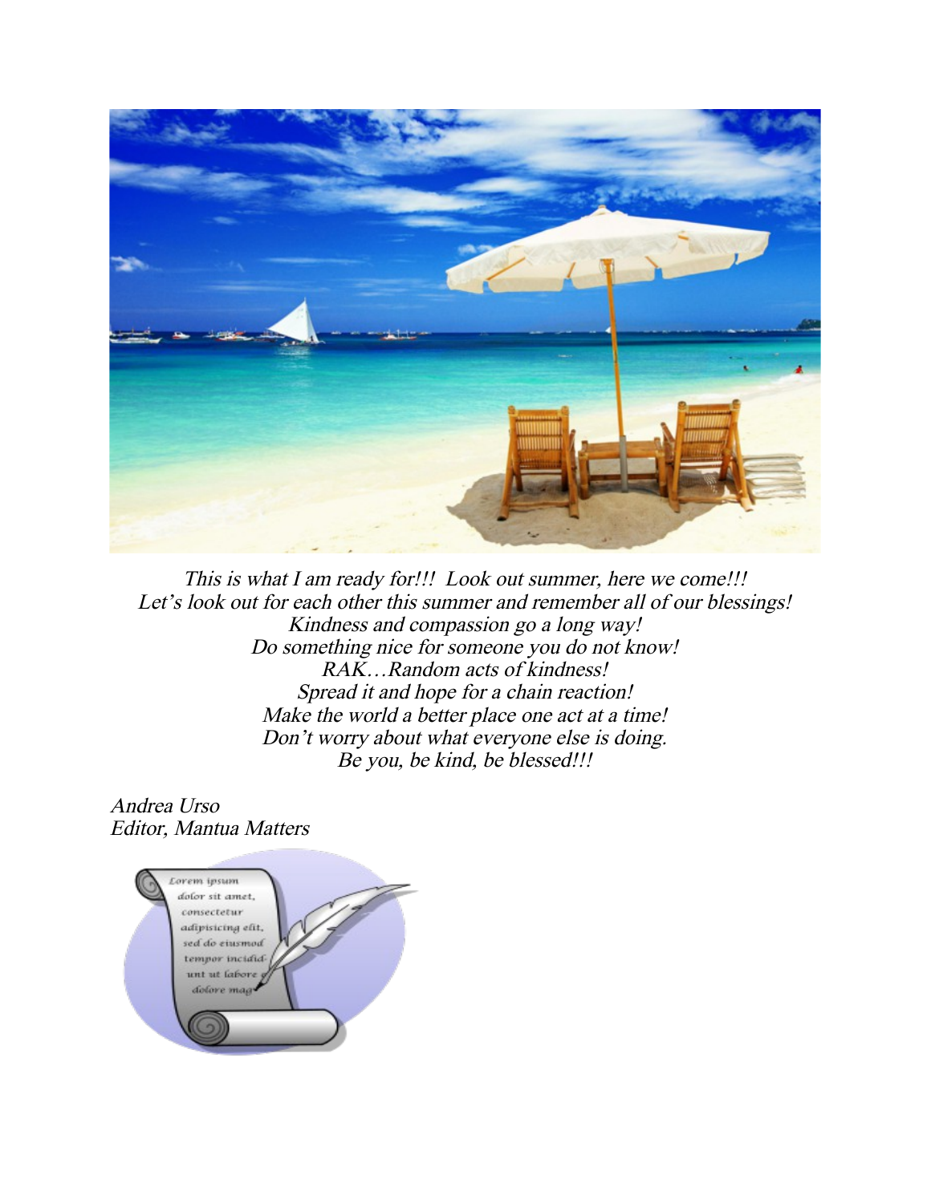*This is what I am ready for!!! Look out summer, here we come!!!*
*Let's look out for each other this summer and remember all of our blessings!*
*Kindness and compassion go a long way!*
*Do something nice for someone you do not know!*
*RAK…Random acts of kindness!*
*Spread it and hope for a chain reaction!*
*Make the world a better place one act at a time!*
*Don't worry about what everyone else is doing.*
*Be you, be kind, be blessed!!!*

*Andrea Urso*
*Editor, Mantua Matters*